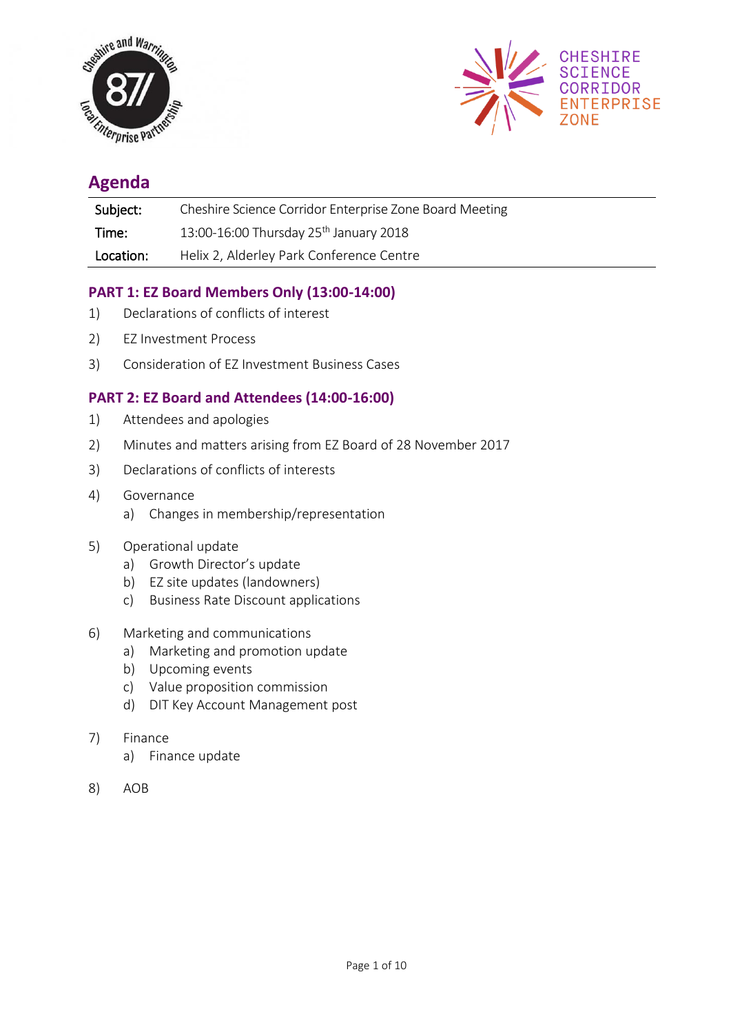## Agenda

| Subject: | Cheshire Science Corridor Enterprise Zone Board Meeting |
|---|---|
| Time: | 13:00-16:00 Thursday 25th January 2018 |
| Location: | Helix 2, Alderley Park Conference Centre |

### PART 1: EZ Board Members Only (13:00-14:00)

1) Declarations of conflicts of interest
2) EZ Investment Process
3) Consideration of EZ Investment Business Cases

### PART 2: EZ Board and Attendees (14:00-16:00)

1) Attendees and apologies
2) Minutes and matters arising from EZ Board of 28 November 2017
3) Declarations of conflicts of interests
4) Governance
   a) Changes in membership/representation
5) Operational update
   a) Growth Director's update
   b) EZ site updates (landowners)
   c) Business Rate Discount applications
6) Marketing and communications
   a) Marketing and promotion update
   b) Upcoming events
   c) Value proposition commission
   d) DIT Key Account Management post
7) Finance
   a) Finance update
8) AOB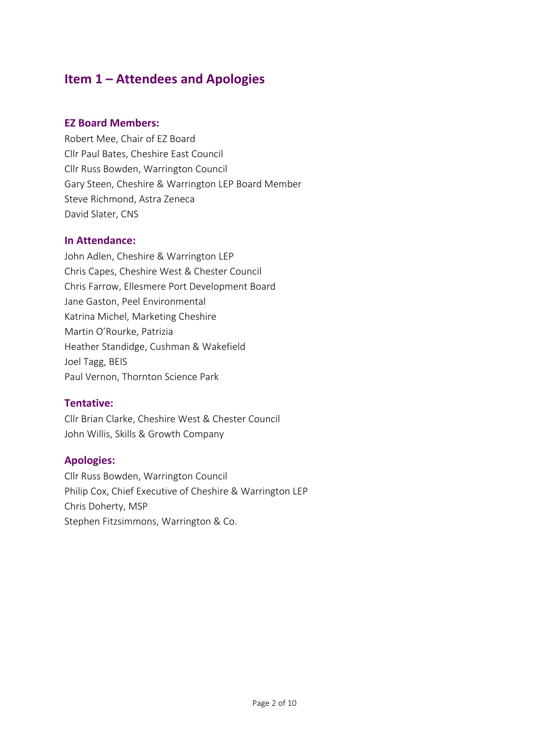## Item 1 – Attendees and Apologies

### EZ Board Members:

Robert Mee, Chair of EZ Board
Cllr Paul Bates, Cheshire East Council
Cllr Russ Bowden, Warrington Council
Gary Steen, Cheshire & Warrington LEP Board Member
Steve Richmond, Astra Zeneca
David Slater, CNS

### In Attendance:

John Adlen, Cheshire & Warrington LEP
Chris Capes, Cheshire West & Chester Council
Chris Farrow, Ellesmere Port Development Board
Jane Gaston, Peel Environmental
Katrina Michel, Marketing Cheshire
Martin O'Rourke, Patrizia
Heather Standidge, Cushman & Wakefield
Joel Tagg, BEIS
Paul Vernon, Thornton Science Park

### Tentative:

Cllr Brian Clarke, Cheshire West & Chester Council
John Willis, Skills & Growth Company

### Apologies:

Cllr Russ Bowden, Warrington Council
Philip Cox, Chief Executive of Cheshire & Warrington LEP
Chris Doherty, MSP
Stephen Fitzsimmons, Warrington & Co.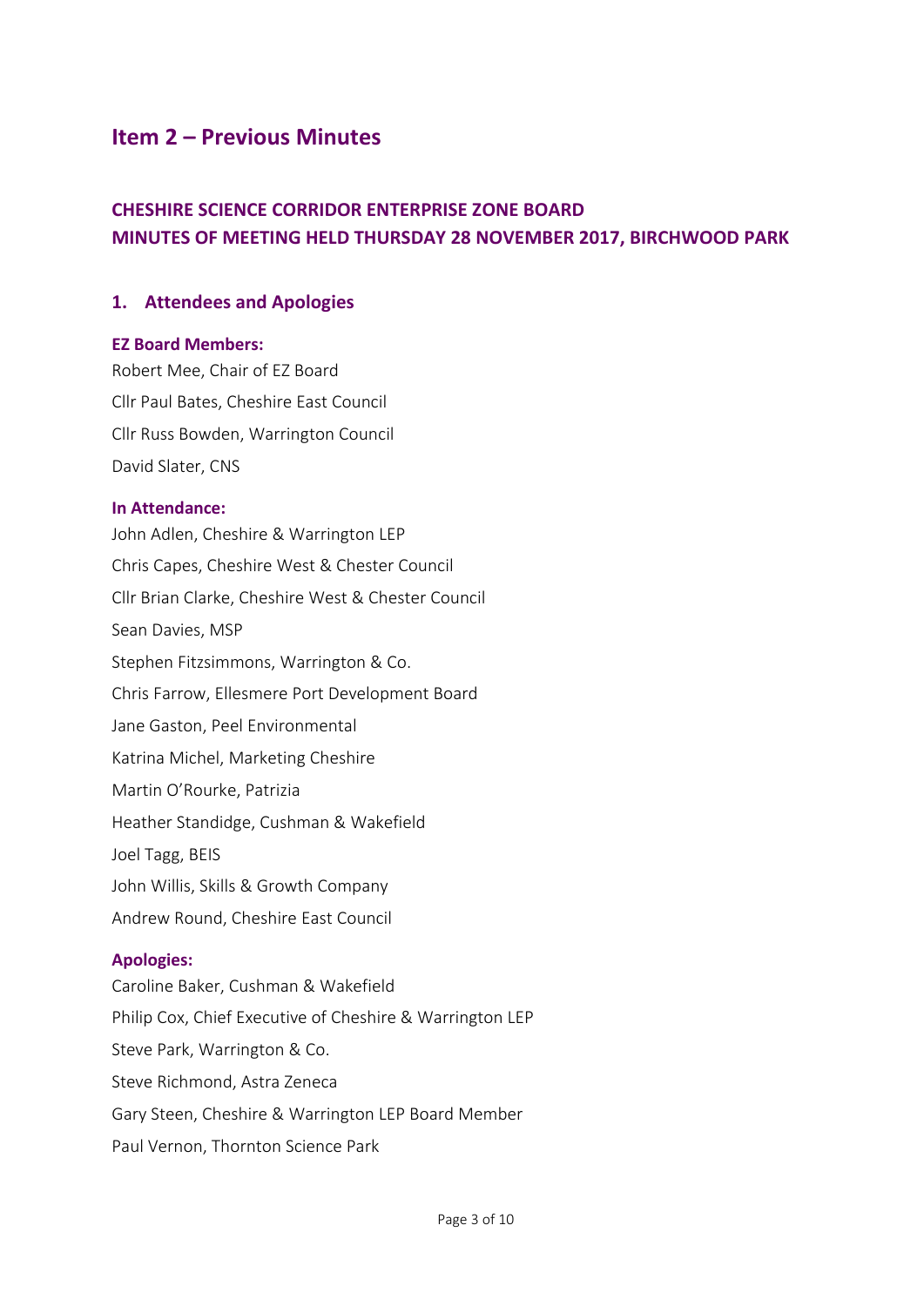# Item 2 – Previous Minutes

## CHESHIRE SCIENCE CORRIDOR ENTERPRISE ZONE BOARD
## MINUTES OF MEETING HELD THURSDAY 28 NOVEMBER 2017, BIRCHWOOD PARK

### 1. Attendees and Apologies

**EZ Board Members:**

Robert Mee, Chair of EZ Board
Cllr Paul Bates, Cheshire East Council
Cllr Russ Bowden, Warrington Council
David Slater, CNS

**In Attendance:**

John Adlen, Cheshire & Warrington LEP
Chris Capes, Cheshire West & Chester Council
Cllr Brian Clarke, Cheshire West & Chester Council
Sean Davies, MSP
Stephen Fitzsimmons, Warrington & Co.
Chris Farrow, Ellesmere Port Development Board
Jane Gaston, Peel Environmental
Katrina Michel, Marketing Cheshire
Martin O'Rourke, Patrizia
Heather Standidge, Cushman & Wakefield
Joel Tagg, BEIS
John Willis, Skills & Growth Company
Andrew Round, Cheshire East Council

**Apologies:**

Caroline Baker, Cushman & Wakefield
Philip Cox, Chief Executive of Cheshire & Warrington LEP
Steve Park, Warrington & Co.
Steve Richmond, Astra Zeneca
Gary Steen, Cheshire & Warrington LEP Board Member
Paul Vernon, Thornton Science Park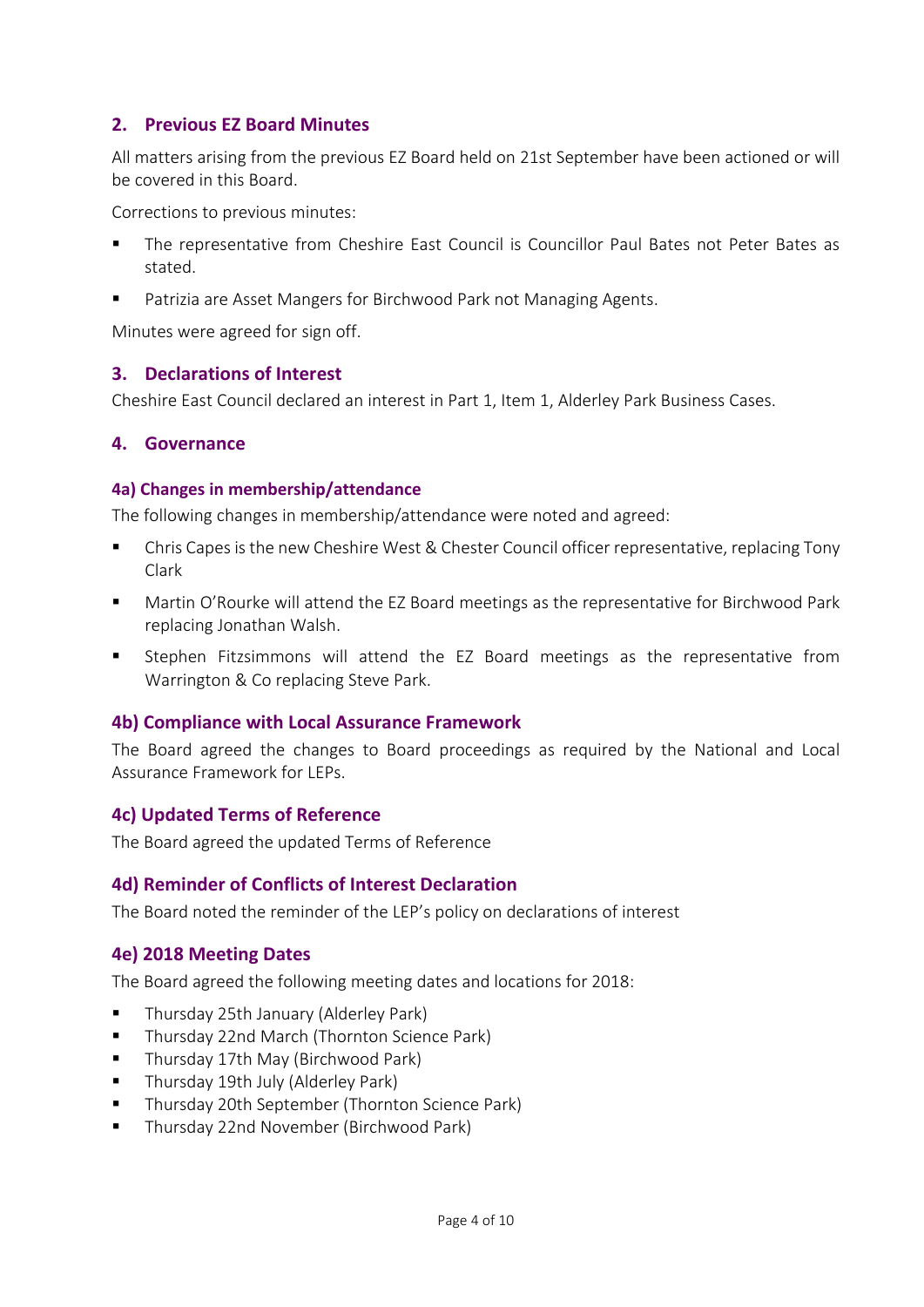## 2. Previous EZ Board Minutes

All matters arising from the previous EZ Board held on 21st September have been actioned or will be covered in this Board.

Corrections to previous minutes:

- The representative from Cheshire East Council is Councillor Paul Bates not Peter Bates as stated.
- Patrizia are Asset Mangers for Birchwood Park not Managing Agents.

Minutes were agreed for sign off.

## 3. Declarations of Interest

Cheshire East Council declared an interest in Part 1, Item 1, Alderley Park Business Cases.

## 4. Governance

#### 4a) Changes in membership/attendance

The following changes in membership/attendance were noted and agreed:

- Chris Capes is the new Cheshire West & Chester Council officer representative, replacing Tony Clark
- Martin O'Rourke will attend the EZ Board meetings as the representative for Birchwood Park replacing Jonathan Walsh.
- Stephen Fitzsimmons will attend the EZ Board meetings as the representative from Warrington & Co replacing Steve Park.

### 4b) Compliance with Local Assurance Framework

The Board agreed the changes to Board proceedings as required by the National and Local Assurance Framework for LEPs.

### 4c) Updated Terms of Reference

The Board agreed the updated Terms of Reference

### 4d) Reminder of Conflicts of Interest Declaration

The Board noted the reminder of the LEP's policy on declarations of interest

### 4e) 2018 Meeting Dates

The Board agreed the following meeting dates and locations for 2018:

- Thursday 25th January (Alderley Park)
- Thursday 22nd March (Thornton Science Park)
- Thursday 17th May (Birchwood Park)
- Thursday 19th July (Alderley Park)
- Thursday 20th September (Thornton Science Park)
- Thursday 22nd November (Birchwood Park)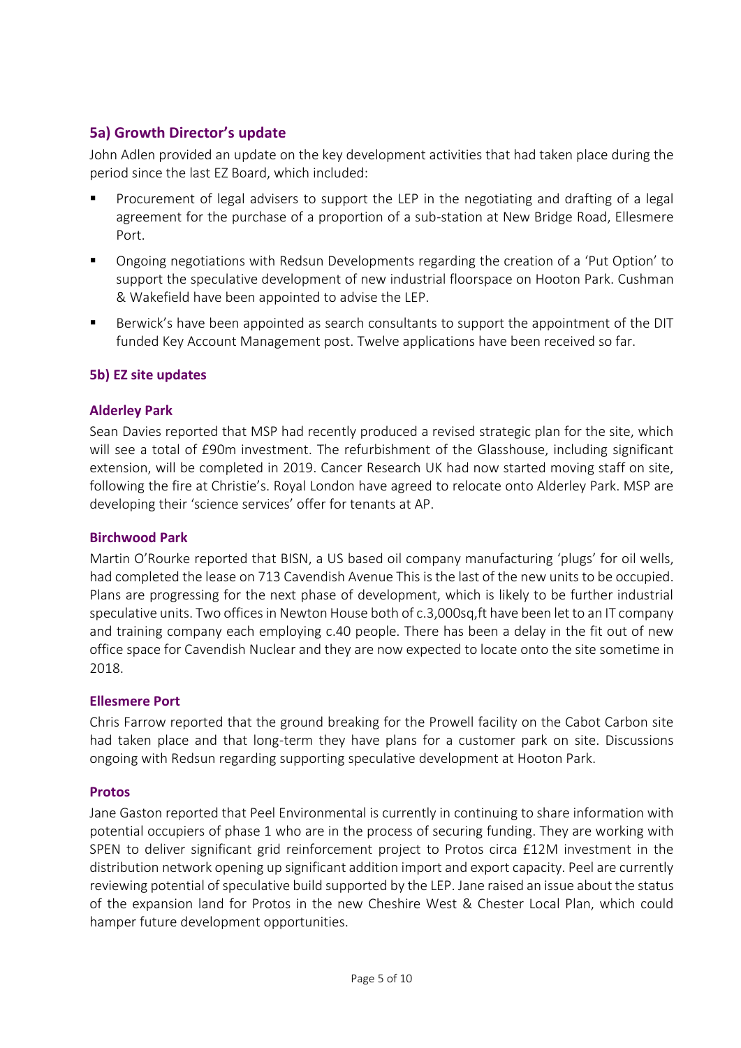### 5a) Growth Director's update

John Adlen provided an update on the key development activities that had taken place during the period since the last EZ Board, which included:

- Procurement of legal advisers to support the LEP in the negotiating and drafting of a legal agreement for the purchase of a proportion of a sub-station at New Bridge Road, Ellesmere Port.
- Ongoing negotiations with Redsun Developments regarding the creation of a 'Put Option' to support the speculative development of new industrial floorspace on Hooton Park. Cushman & Wakefield have been appointed to advise the LEP.
- Berwick's have been appointed as search consultants to support the appointment of the DIT funded Key Account Management post. Twelve applications have been received so far.

### 5b) EZ site updates

#### Alderley Park

Sean Davies reported that MSP had recently produced a revised strategic plan for the site, which will see a total of £90m investment. The refurbishment of the Glasshouse, including significant extension, will be completed in 2019. Cancer Research UK had now started moving staff on site, following the fire at Christie's. Royal London have agreed to relocate onto Alderley Park. MSP are developing their 'science services' offer for tenants at AP.

#### Birchwood Park

Martin O'Rourke reported that BISN, a US based oil company manufacturing 'plugs' for oil wells, had completed the lease on 713 Cavendish Avenue This is the last of the new units to be occupied. Plans are progressing for the next phase of development, which is likely to be further industrial speculative units. Two offices in Newton House both of c.3,000sq,ft have been let to an IT company and training company each employing c.40 people. There has been a delay in the fit out of new office space for Cavendish Nuclear and they are now expected to locate onto the site sometime in 2018.

#### Ellesmere Port

Chris Farrow reported that the ground breaking for the Prowell facility on the Cabot Carbon site had taken place and that long-term they have plans for a customer park on site. Discussions ongoing with Redsun regarding supporting speculative development at Hooton Park.

#### Protos

Jane Gaston reported that Peel Environmental is currently in continuing to share information with potential occupiers of phase 1 who are in the process of securing funding. They are working with SPEN to deliver significant grid reinforcement project to Protos circa £12M investment in the distribution network opening up significant addition import and export capacity. Peel are currently reviewing potential of speculative build supported by the LEP. Jane raised an issue about the status of the expansion land for Protos in the new Cheshire West & Chester Local Plan, which could hamper future development opportunities.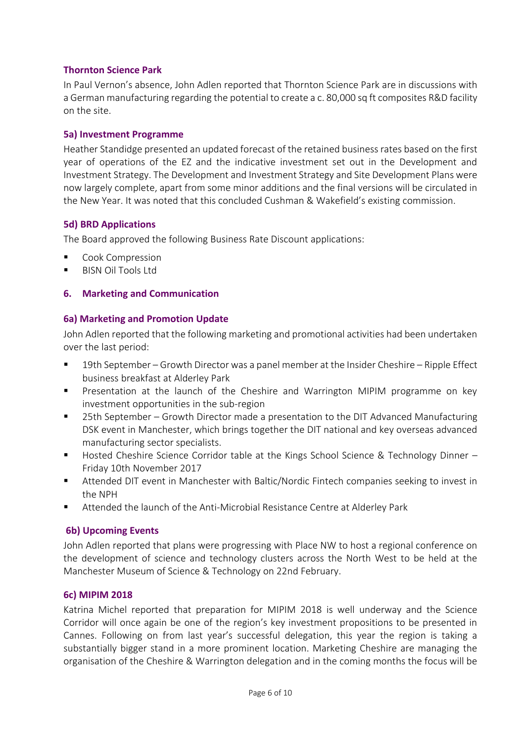### Thornton Science Park

In Paul Vernon's absence, John Adlen reported that Thornton Science Park are in discussions with a German manufacturing regarding the potential to create a c. 80,000 sq ft composites R&D facility on the site.

### 5a) Investment Programme

Heather Standidge presented an updated forecast of the retained business rates based on the first year of operations of the EZ and the indicative investment set out in the Development and Investment Strategy. The Development and Investment Strategy and Site Development Plans were now largely complete, apart from some minor additions and the final versions will be circulated in the New Year. It was noted that this concluded Cushman & Wakefield's existing commission.

### 5d) BRD Applications

The Board approved the following Business Rate Discount applications:

- Cook Compression
- BISN Oil Tools Ltd

## 6. Marketing and Communication

### 6a) Marketing and Promotion Update

John Adlen reported that the following marketing and promotional activities had been undertaken over the last period:

- 19th September – Growth Director was a panel member at the Insider Cheshire – Ripple Effect business breakfast at Alderley Park
- Presentation at the launch of the Cheshire and Warrington MIPIM programme on key investment opportunities in the sub-region
- 25th September – Growth Director made a presentation to the DIT Advanced Manufacturing DSK event in Manchester, which brings together the DIT national and key overseas advanced manufacturing sector specialists.
- Hosted Cheshire Science Corridor table at the Kings School Science & Technology Dinner – Friday 10th November 2017
- Attended DIT event in Manchester with Baltic/Nordic Fintech companies seeking to invest in the NPH
- Attended the launch of the Anti-Microbial Resistance Centre at Alderley Park

### 6b) Upcoming Events

John Adlen reported that plans were progressing with Place NW to host a regional conference on the development of science and technology clusters across the North West to be held at the Manchester Museum of Science & Technology on 22nd February.

### 6c) MIPIM 2018

Katrina Michel reported that preparation for MIPIM 2018 is well underway and the Science Corridor will once again be one of the region's key investment propositions to be presented in Cannes. Following on from last year's successful delegation, this year the region is taking a substantially bigger stand in a more prominent location. Marketing Cheshire are managing the organisation of the Cheshire & Warrington delegation and in the coming months the focus will be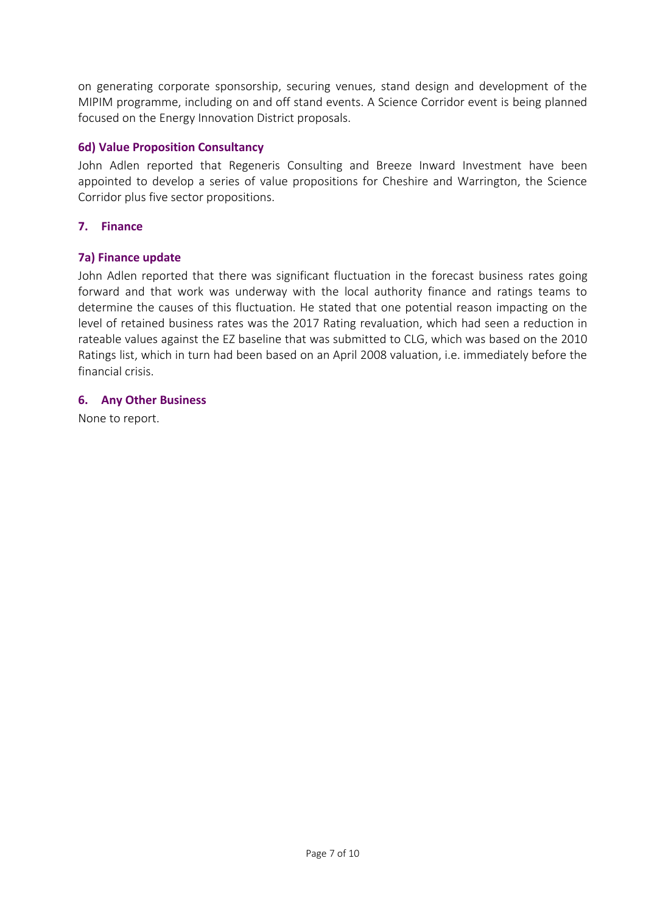on generating corporate sponsorship, securing venues, stand design and development of the MIPIM programme, including on and off stand events. A Science Corridor event is being planned focused on the Energy Innovation District proposals.

### 6d) Value Proposition Consultancy

John Adlen reported that Regeneris Consulting and Breeze Inward Investment have been appointed to develop a series of value propositions for Cheshire and Warrington, the Science Corridor plus five sector propositions.

## 7. Finance

### 7a) Finance update

John Adlen reported that there was significant fluctuation in the forecast business rates going forward and that work was underway with the local authority finance and ratings teams to determine the causes of this fluctuation. He stated that one potential reason impacting on the level of retained business rates was the 2017 Rating revaluation, which had seen a reduction in rateable values against the EZ baseline that was submitted to CLG, which was based on the 2010 Ratings list, which in turn had been based on an April 2008 valuation, i.e. immediately before the financial crisis.

## 6. Any Other Business

None to report.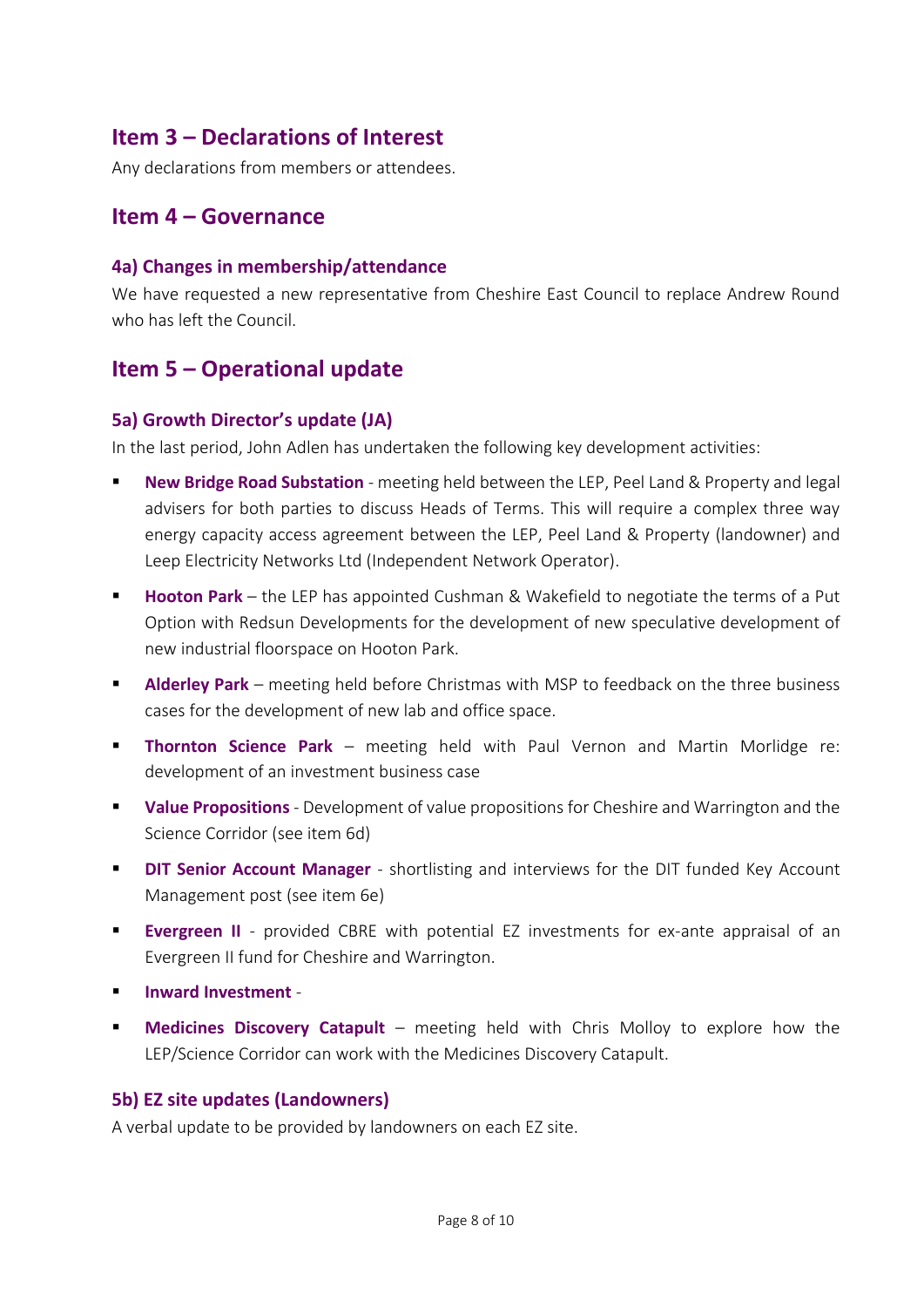## Item 3 – Declarations of Interest

Any declarations from members or attendees.

## Item 4 – Governance

### 4a) Changes in membership/attendance

We have requested a new representative from Cheshire East Council to replace Andrew Round who has left the Council.

## Item 5 – Operational update

### 5a) Growth Director's update (JA)

In the last period, John Adlen has undertaken the following key development activities:

- **New Bridge Road Substation** - meeting held between the LEP, Peel Land & Property and legal advisers for both parties to discuss Heads of Terms. This will require a complex three way energy capacity access agreement between the LEP, Peel Land & Property (landowner) and Leep Electricity Networks Ltd (Independent Network Operator).
- **Hooton Park** – the LEP has appointed Cushman & Wakefield to negotiate the terms of a Put Option with Redsun Developments for the development of new speculative development of new industrial floorspace on Hooton Park.
- **Alderley Park** – meeting held before Christmas with MSP to feedback on the three business cases for the development of new lab and office space.
- **Thornton Science Park** – meeting held with Paul Vernon and Martin Morlidge re: development of an investment business case
- **Value Propositions** - Development of value propositions for Cheshire and Warrington and the Science Corridor (see item 6d)
- **DIT Senior Account Manager** - shortlisting and interviews for the DIT funded Key Account Management post (see item 6e)
- **Evergreen II** - provided CBRE with potential EZ investments for ex-ante appraisal of an Evergreen II fund for Cheshire and Warrington.
- **Inward Investment** -
- **Medicines Discovery Catapult** – meeting held with Chris Molloy to explore how the LEP/Science Corridor can work with the Medicines Discovery Catapult.

### 5b) EZ site updates (Landowners)

A verbal update to be provided by landowners on each EZ site.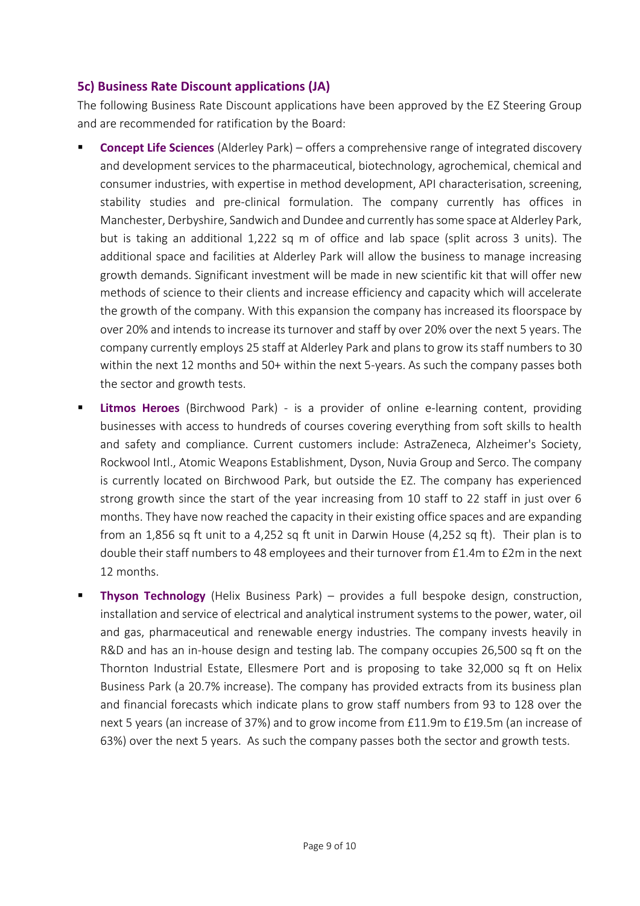### 5c) Business Rate Discount applications (JA)

The following Business Rate Discount applications have been approved by the EZ Steering Group and are recommended for ratification by the Board:

- **Concept Life Sciences** (Alderley Park) – offers a comprehensive range of integrated discovery and development services to the pharmaceutical, biotechnology, agrochemical, chemical and consumer industries, with expertise in method development, API characterisation, screening, stability studies and pre-clinical formulation. The company currently has offices in Manchester, Derbyshire, Sandwich and Dundee and currently has some space at Alderley Park, but is taking an additional 1,222 sq m of office and lab space (split across 3 units). The additional space and facilities at Alderley Park will allow the business to manage increasing growth demands. Significant investment will be made in new scientific kit that will offer new methods of science to their clients and increase efficiency and capacity which will accelerate the growth of the company. With this expansion the company has increased its floorspace by over 20% and intends to increase its turnover and staff by over 20% over the next 5 years. The company currently employs 25 staff at Alderley Park and plans to grow its staff numbers to 30 within the next 12 months and 50+ within the next 5-years. As such the company passes both the sector and growth tests.
- **Litmos Heroes** (Birchwood Park) - is a provider of online e-learning content, providing businesses with access to hundreds of courses covering everything from soft skills to health and safety and compliance. Current customers include: AstraZeneca, Alzheimer's Society, Rockwool Intl., Atomic Weapons Establishment, Dyson, Nuvia Group and Serco. The company is currently located on Birchwood Park, but outside the EZ. The company has experienced strong growth since the start of the year increasing from 10 staff to 22 staff in just over 6 months. They have now reached the capacity in their existing office spaces and are expanding from an 1,856 sq ft unit to a 4,252 sq ft unit in Darwin House (4,252 sq ft). Their plan is to double their staff numbers to 48 employees and their turnover from £1.4m to £2m in the next 12 months.
- **Thyson Technology** (Helix Business Park) – provides a full bespoke design, construction, installation and service of electrical and analytical instrument systems to the power, water, oil and gas, pharmaceutical and renewable energy industries. The company invests heavily in R&D and has an in-house design and testing lab. The company occupies 26,500 sq ft on the Thornton Industrial Estate, Ellesmere Port and is proposing to take 32,000 sq ft on Helix Business Park (a 20.7% increase). The company has provided extracts from its business plan and financial forecasts which indicate plans to grow staff numbers from 93 to 128 over the next 5 years (an increase of 37%) and to grow income from £11.9m to £19.5m (an increase of 63%) over the next 5 years. As such the company passes both the sector and growth tests.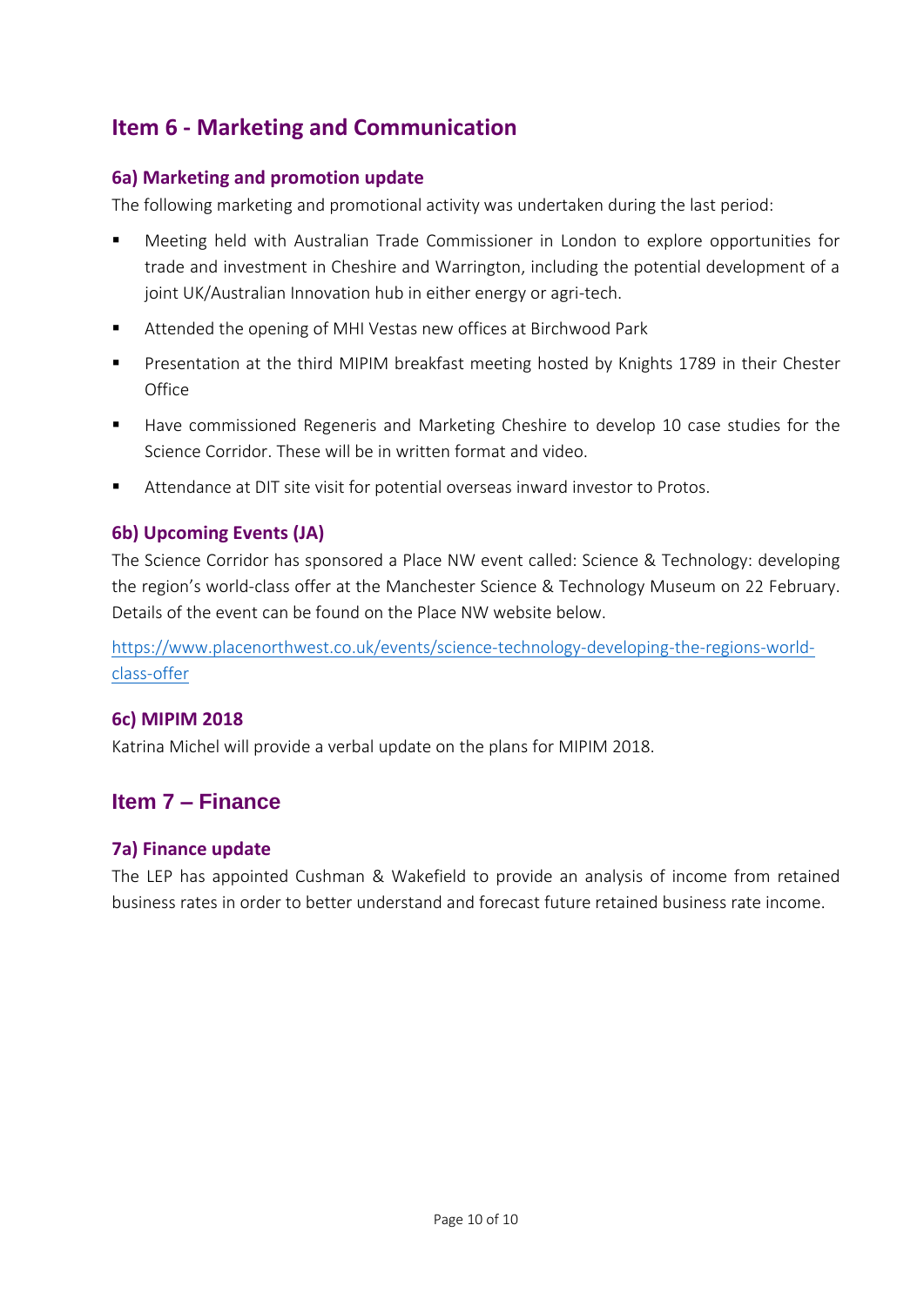## Item 6 - Marketing and Communication

### 6a) Marketing and promotion update

The following marketing and promotional activity was undertaken during the last period:

- Meeting held with Australian Trade Commissioner in London to explore opportunities for trade and investment in Cheshire and Warrington, including the potential development of a joint UK/Australian Innovation hub in either energy or agri-tech.
- Attended the opening of MHI Vestas new offices at Birchwood Park
- Presentation at the third MIPIM breakfast meeting hosted by Knights 1789 in their Chester Office
- Have commissioned Regeneris and Marketing Cheshire to develop 10 case studies for the Science Corridor. These will be in written format and video.
- Attendance at DIT site visit for potential overseas inward investor to Protos.

### 6b) Upcoming Events (JA)

The Science Corridor has sponsored a Place NW event called: Science & Technology: developing the region's world-class offer at the Manchester Science & Technology Museum on 22 February. Details of the event can be found on the Place NW website below.

https://www.placenorthwest.co.uk/events/science-technology-developing-the-regions-world-class-offer

### 6c) MIPIM 2018

Katrina Michel will provide a verbal update on the plans for MIPIM 2018.

## Item 7 – Finance

### 7a) Finance update

The LEP has appointed Cushman & Wakefield to provide an analysis of income from retained business rates in order to better understand and forecast future retained business rate income.